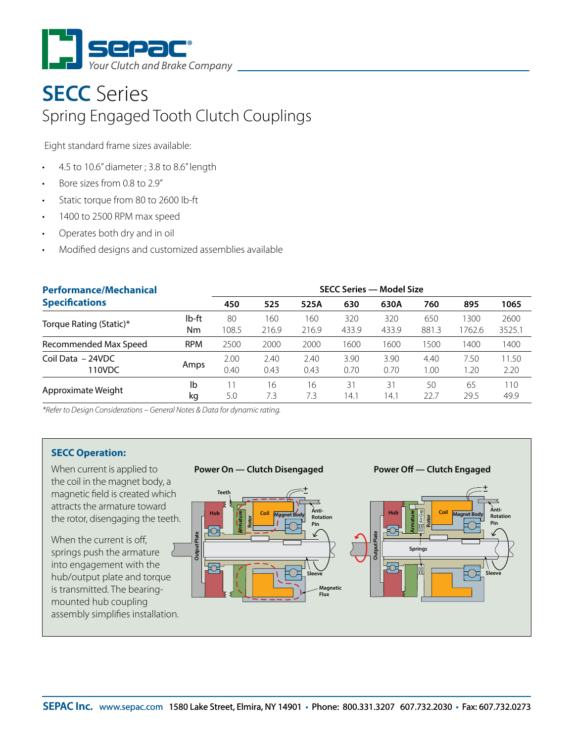# SECC Series

## Spring Engaged Tooth Clutch Couplings

Eight standard frame sizes available:

- 4.5 to 10.6" diameter ; 3.8 to 8.6" length
- Bore sizes from 0.8 to 2.9"
- Static torque from 80 to 2600 lb-ft
- 1400 to 2500 RPM max speed
- Operates both dry and in oil
- Modified designs and customized assemblies available

| Performance/Mechanical Specifications | | SECC Series — Model Size | | | | | | | |
|---|---|---|---|---|---|---|---|---|---|
| | | 450 | 525 | 525A | 630 | 630A | 760 | 895 | 1065 |
| Torque Rating (Static)* | lb-ft | 80 | 160 | 160 | 320 | 320 | 650 | 1300 | 2600 |
| | Nm | 108.5 | 216.9 | 216.9 | 433.9 | 433.9 | 881.3 | 1762.6 | 3525.1 |
| Recommended Max Speed | RPM | 2500 | 2000 | 2000 | 1600 | 1600 | 1500 | 1400 | 1400 |
| Coil Data – 24VDC | Amps | 2.00 | 2.40 | 2.40 | 3.90 | 3.90 | 4.40 | 7.50 | 11.50 |
| 110VDC | Amps | 0.40 | 0.43 | 0.43 | 0.70 | 0.70 | 1.00 | 1.20 | 2.20 |
| Approximate Weight | lb | 11 | 16 | 16 | 31 | 31 | 50 | 65 | 110 |
| | kg | 5.0 | 7.3 | 7.3 | 14.1 | 14.1 | 22.7 | 29.5 | 49.9 |

*\*Refer to Design Considerations – General Notes & Data for dynamic rating.*

### SECC Operation:

When current is applied to the coil in the magnet body, a magnetic field is created which attracts the armature toward the rotor, disengaging the teeth.

When the current is off, springs push the armature into engagement with the hub/output plate and torque is transmitted. The bearing-mounted hub coupling assembly simplifies installation.

**Power On — Clutch Disengaged**

**Power Off — Clutch Engaged**

**SEPAC Inc.** www.sepac.com 1580 Lake Street, Elmira, NY 14901 • Phone: 800.331.3207 607.732.2030 • Fax: 607.732.0273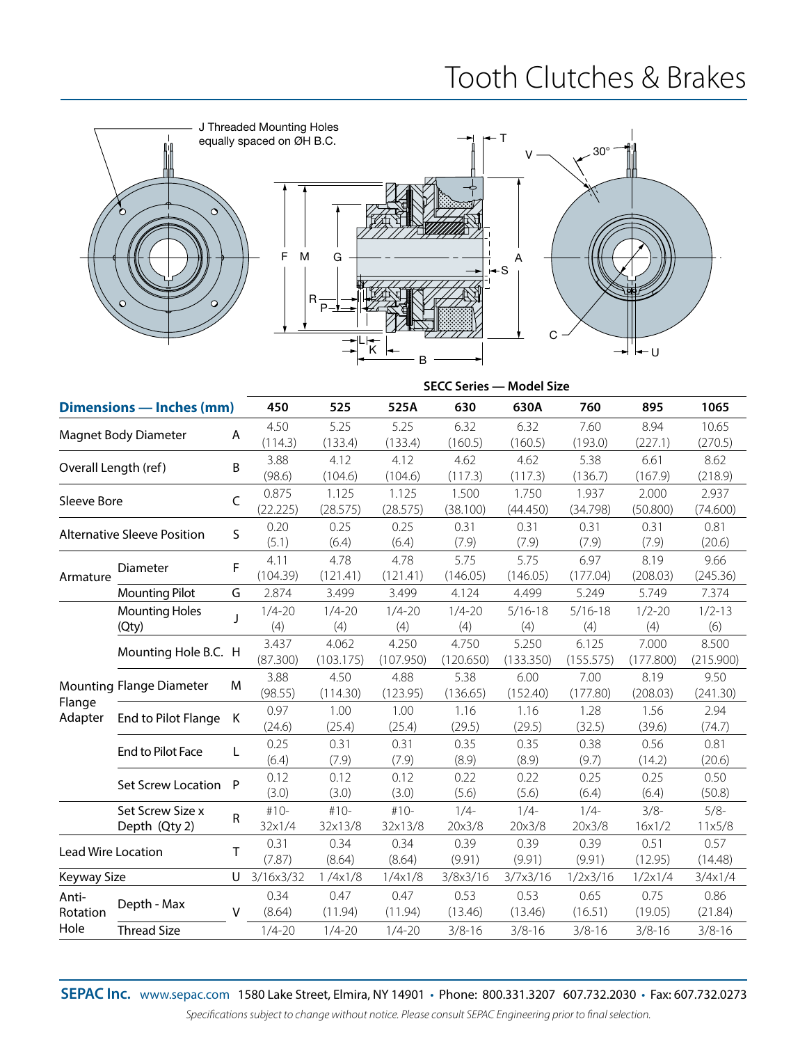# Tooth Clutches & Brakes

J Threaded Mounting Holes equally spaced on ØH B.C.

T
V
30°
F M G
A
S
R
P
L
K
B
C
U

| Dimensions — Inches (mm) | | | SECC Series — Model Size 450 | 525 | 525A | 630 | 630A | 760 | 895 | 1065 |
|---|---|---|---|---|---|---|---|---|---|---|
| Magnet Body Diameter | | A | 4.50 (114.3) | 5.25 (133.4) | 5.25 (133.4) | 6.32 (160.5) | 6.32 (160.5) | 7.60 (193.0) | 8.94 (227.1) | 10.65 (270.5) |
| Overall Length (ref) | | B | 3.88 (98.6) | 4.12 (104.6) | 4.12 (104.6) | 4.62 (117.3) | 4.62 (117.3) | 5.38 (136.7) | 6.61 (167.9) | 8.62 (218.9) |
| Sleeve Bore | | C | 0.875 (22.225) | 1.125 (28.575) | 1.125 (28.575) | 1.500 (38.100) | 1.750 (44.450) | 1.937 (34.798) | 2.000 (50.800) | 2.937 (74.600) |
| Alternative Sleeve Position | | S | 0.20 (5.1) | 0.25 (6.4) | 0.25 (6.4) | 0.31 (7.9) | 0.31 (7.9) | 0.31 (7.9) | 0.31 (7.9) | 0.81 (20.6) |
| Armature | Diameter | F | 4.11 (104.39) | 4.78 (121.41) | 4.78 (121.41) | 5.75 (146.05) | 5.75 (146.05) | 6.97 (177.04) | 8.19 (208.03) | 9.66 (245.36) |
| | Mounting Pilot | G | 2.874 | 3.499 | 3.499 | 4.124 | 4.499 | 5.249 | 5.749 | 7.374 |
| Mounting Flange Adapter | Mounting Holes (Qty) | J | 1/4-20 (4) | 1/4-20 (4) | 1/4-20 (4) | 1/4-20 (4) | 5/16-18 (4) | 5/16-18 (4) | 1/2-20 (4) | 1/2-13 (6) |
| | Mounting Hole B.C. | H | 3.437 (87.300) | 4.062 (103.175) | 4.250 (107.950) | 4.750 (120.650) | 5.250 (133.350) | 6.125 (155.575) | 7.000 (177.800) | 8.500 (215.900) |
| | Flange Diameter | M | 3.88 (98.55) | 4.50 (114.30) | 4.88 (123.95) | 5.38 (136.65) | 6.00 (152.40) | 7.00 (177.80) | 8.19 (208.03) | 9.50 (241.30) |
| | End to Pilot Flange | K | 0.97 (24.6) | 1.00 (25.4) | 1.00 (25.4) | 1.16 (29.5) | 1.16 (29.5) | 1.28 (32.5) | 1.56 (39.6) | 2.94 (74.7) |
| | End to Pilot Face | L | 0.25 (6.4) | 0.31 (7.9) | 0.31 (7.9) | 0.35 (8.9) | 0.35 (8.9) | 0.38 (9.7) | 0.56 (14.2) | 0.81 (20.6) |
| | Set Screw Location | P | 0.12 (3.0) | 0.12 (3.0) | 0.12 (3.0) | 0.22 (5.6) | 0.22 (5.6) | 0.25 (6.4) | 0.25 (6.4) | 0.50 (50.8) |
| | Set Screw Size x Depth (Qty 2) | R | #10-32x1/4 | #10-32x13/8 | #10-32x13/8 | 1/4-20x3/8 | 1/4-20x3/8 | 1/4-20x3/8 | 3/8-16x1/2 | 5/8-11x5/8 |
| Lead Wire Location | | T | 0.31 (7.87) | 0.34 (8.64) | 0.34 (8.64) | 0.39 (9.91) | 0.39 (9.91) | 0.39 (9.91) | 0.51 (12.95) | 0.57 (14.48) |
| Keyway Size | | U | 3/16x3/32 | 1 /4x1/8 | 1/4x1/8 | 3/8x3/16 | 3/7x3/16 | 1/2x3/16 | 1/2x1/4 | 3/4x1/4 |
| Anti-Rotation Hole | Depth - Max | V | 0.34 (8.64) | 0.47 (11.94) | 0.47 (11.94) | 0.53 (13.46) | 0.53 (13.46) | 0.65 (16.51) | 0.75 (19.05) | 0.86 (21.84) |
| | Thread Size | | 1/4-20 | 1/4-20 | 1/4-20 | 3/8-16 | 3/8-16 | 3/8-16 | 3/8-16 | 3/8-16 |

**SEPAC Inc.** www.sepac.com 1580 Lake Street, Elmira, NY 14901 • Phone: 800.331.3207 607.732.2030 • Fax: 607.732.0273

*Specifications subject to change without notice. Please consult SEPAC Engineering prior to final selection.*